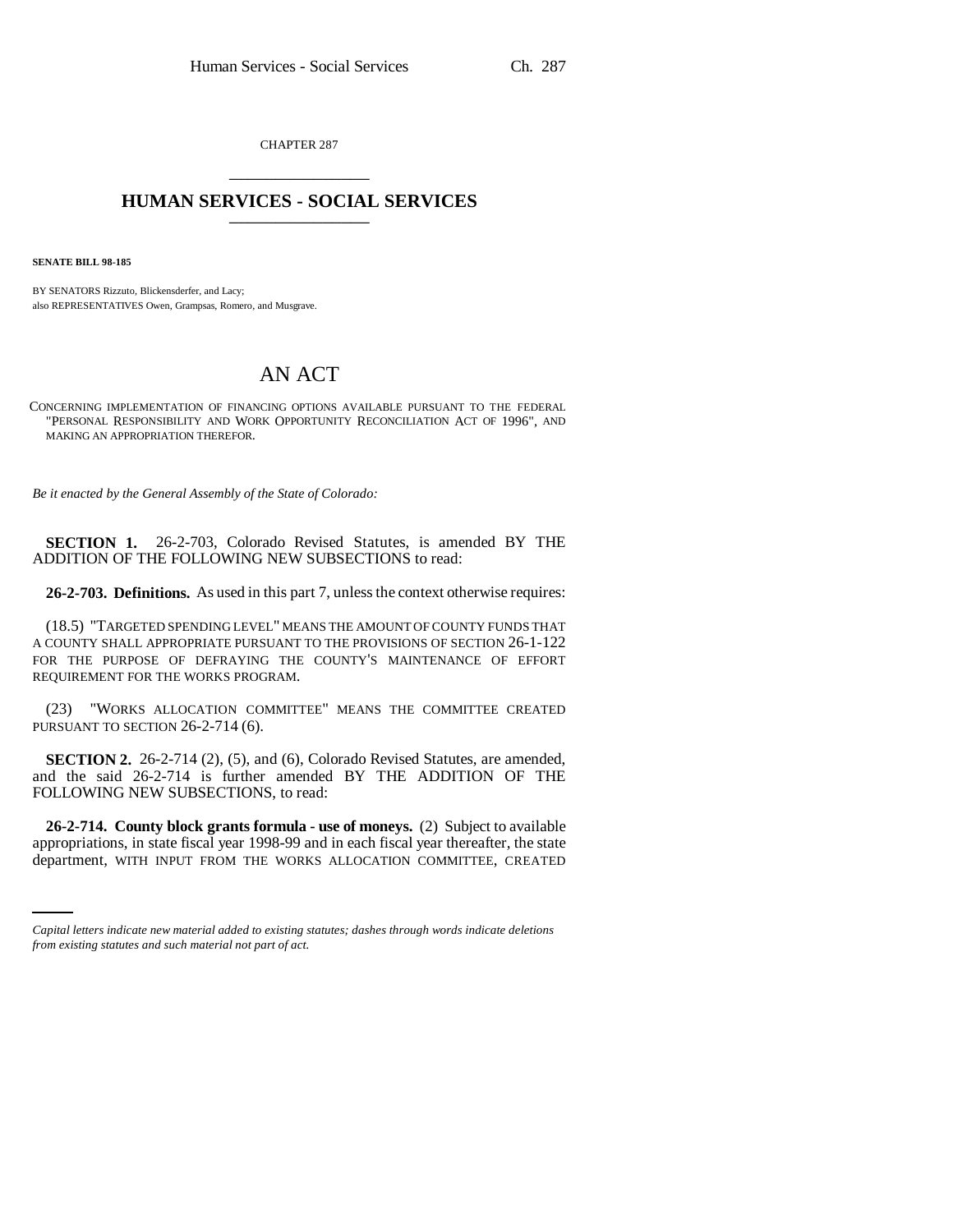CHAPTER 287

# HUMAN SERVICES - SOCIAL SERVICES

**SENATE BILL 98-185**

BY SENATORS Rizzuto, Blickensderfer, and Lacy;
also REPRESENTATIVES Owen, Grampsas, Romero, and Musgrave.

# AN ACT

CONCERNING IMPLEMENTATION OF FINANCING OPTIONS AVAILABLE PURSUANT TO THE FEDERAL "PERSONAL RESPONSIBILITY AND WORK OPPORTUNITY RECONCILIATION ACT OF 1996", AND MAKING AN APPROPRIATION THEREFOR.

*Be it enacted by the General Assembly of the State of Colorado:*

**SECTION 1.** 26-2-703, Colorado Revised Statutes, is amended BY THE ADDITION OF THE FOLLOWING NEW SUBSECTIONS to read:

**26-2-703. Definitions.** As used in this part 7, unless the context otherwise requires:

(18.5) "TARGETED SPENDING LEVEL" MEANS THE AMOUNT OF COUNTY FUNDS THAT A COUNTY SHALL APPROPRIATE PURSUANT TO THE PROVISIONS OF SECTION 26-1-122 FOR THE PURPOSE OF DEFRAYING THE COUNTY'S MAINTENANCE OF EFFORT REQUIREMENT FOR THE WORKS PROGRAM.

(23) "WORKS ALLOCATION COMMITTEE" MEANS THE COMMITTEE CREATED PURSUANT TO SECTION 26-2-714 (6).

**SECTION 2.** 26-2-714 (2), (5), and (6), Colorado Revised Statutes, are amended, and the said 26-2-714 is further amended BY THE ADDITION OF THE FOLLOWING NEW SUBSECTIONS, to read:

**26-2-714. County block grants formula - use of moneys.** (2) Subject to available appropriations, in state fiscal year 1998-99 and in each fiscal year thereafter, the state department, WITH INPUT FROM THE WORKS ALLOCATION COMMITTEE, CREATED

*Capital letters indicate new material added to existing statutes; dashes through words indicate deletions from existing statutes and such material not part of act.*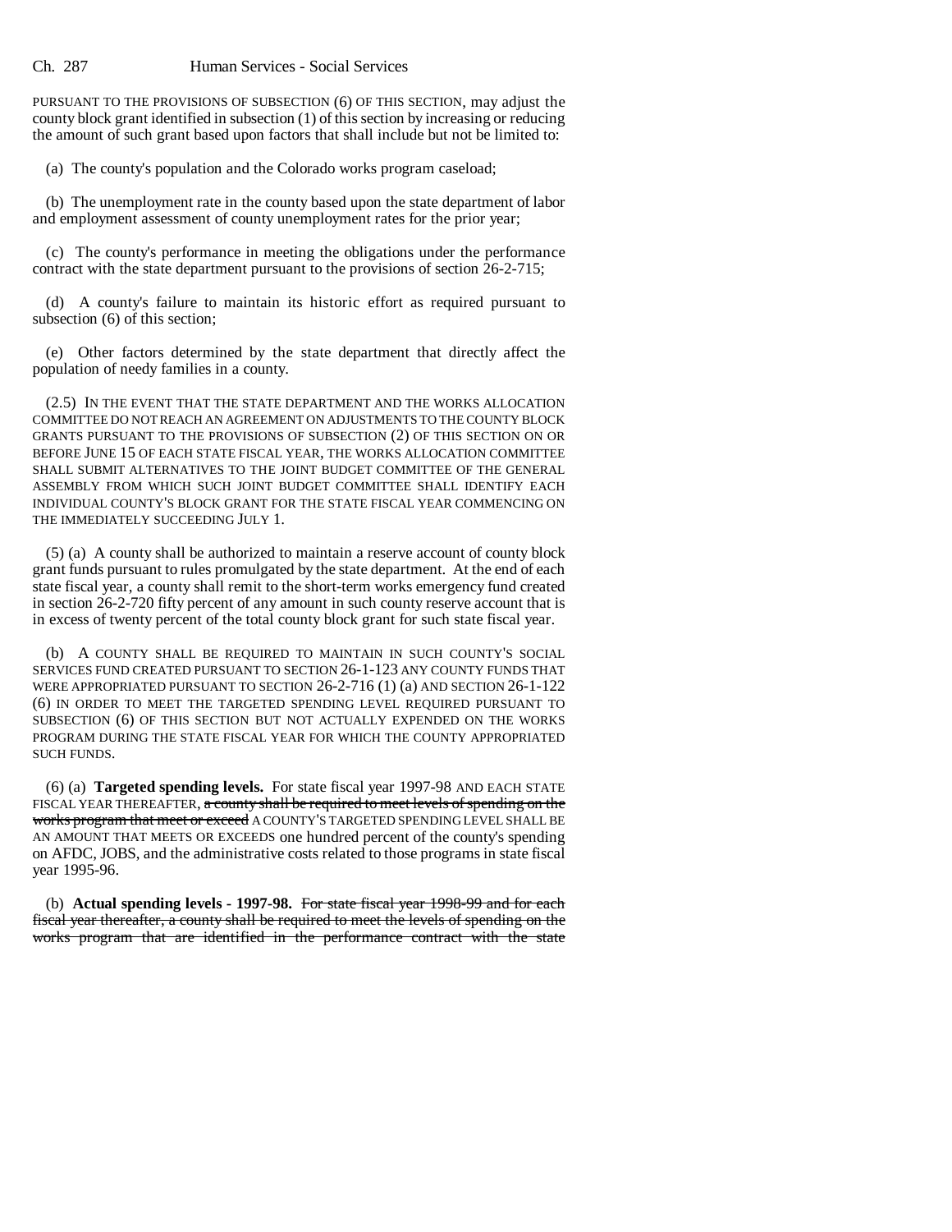PURSUANT TO THE PROVISIONS OF SUBSECTION (6) OF THIS SECTION, may adjust the county block grant identified in subsection (1) of this section by increasing or reducing the amount of such grant based upon factors that shall include but not be limited to:

(a) The county's population and the Colorado works program caseload;

(b) The unemployment rate in the county based upon the state department of labor and employment assessment of county unemployment rates for the prior year;

(c) The county's performance in meeting the obligations under the performance contract with the state department pursuant to the provisions of section 26-2-715;

(d) A county's failure to maintain its historic effort as required pursuant to subsection (6) of this section;

(e) Other factors determined by the state department that directly affect the population of needy families in a county.

(2.5) IN THE EVENT THAT THE STATE DEPARTMENT AND THE WORKS ALLOCATION COMMITTEE DO NOT REACH AN AGREEMENT ON ADJUSTMENTS TO THE COUNTY BLOCK GRANTS PURSUANT TO THE PROVISIONS OF SUBSECTION (2) OF THIS SECTION ON OR BEFORE JUNE 15 OF EACH STATE FISCAL YEAR, THE WORKS ALLOCATION COMMITTEE SHALL SUBMIT ALTERNATIVES TO THE JOINT BUDGET COMMITTEE OF THE GENERAL ASSEMBLY FROM WHICH SUCH JOINT BUDGET COMMITTEE SHALL IDENTIFY EACH INDIVIDUAL COUNTY'S BLOCK GRANT FOR THE STATE FISCAL YEAR COMMENCING ON THE IMMEDIATELY SUCCEEDING JULY 1.

(5) (a) A county shall be authorized to maintain a reserve account of county block grant funds pursuant to rules promulgated by the state department. At the end of each state fiscal year, a county shall remit to the short-term works emergency fund created in section 26-2-720 fifty percent of any amount in such county reserve account that is in excess of twenty percent of the total county block grant for such state fiscal year.

(b) A COUNTY SHALL BE REQUIRED TO MAINTAIN IN SUCH COUNTY'S SOCIAL SERVICES FUND CREATED PURSUANT TO SECTION 26-1-123 ANY COUNTY FUNDS THAT WERE APPROPRIATED PURSUANT TO SECTION 26-2-716 (1) (a) AND SECTION 26-1-122 (6) IN ORDER TO MEET THE TARGETED SPENDING LEVEL REQUIRED PURSUANT TO SUBSECTION (6) OF THIS SECTION BUT NOT ACTUALLY EXPENDED ON THE WORKS PROGRAM DURING THE STATE FISCAL YEAR FOR WHICH THE COUNTY APPROPRIATED SUCH FUNDS.

(6) (a) **Targeted spending levels.** For state fiscal year 1997-98 AND EACH STATE FISCAL YEAR THEREAFTER, ~~a county shall be required to meet levels of spending on the works program that meet or exceed~~ A COUNTY'S TARGETED SPENDING LEVEL SHALL BE AN AMOUNT THAT MEETS OR EXCEEDS one hundred percent of the county's spending on AFDC, JOBS, and the administrative costs related to those programs in state fiscal year 1995-96.

(b) **Actual spending levels - 1997-98.** ~~For state fiscal year 1998-99 and for each fiscal year thereafter, a county shall be required to meet the levels of spending on the works program that are identified in the performance contract with the state~~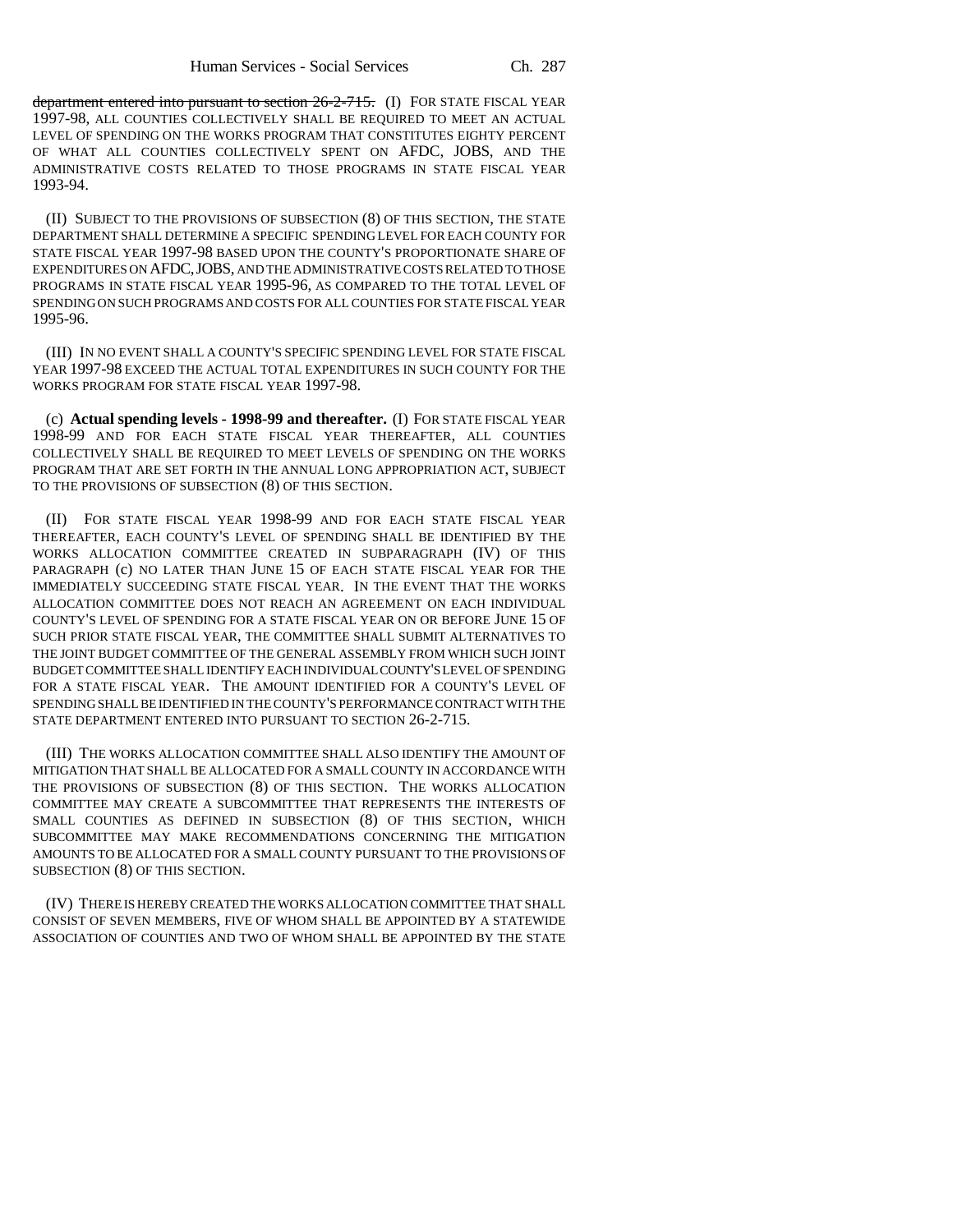~~department entered into pursuant to section 26-2-715.~~ (I) FOR STATE FISCAL YEAR 1997-98, ALL COUNTIES COLLECTIVELY SHALL BE REQUIRED TO MEET AN ACTUAL LEVEL OF SPENDING ON THE WORKS PROGRAM THAT CONSTITUTES EIGHTY PERCENT OF WHAT ALL COUNTIES COLLECTIVELY SPENT ON AFDC, JOBS, AND THE ADMINISTRATIVE COSTS RELATED TO THOSE PROGRAMS IN STATE FISCAL YEAR 1993-94.

(II) SUBJECT TO THE PROVISIONS OF SUBSECTION (8) OF THIS SECTION, THE STATE DEPARTMENT SHALL DETERMINE A SPECIFIC SPENDING LEVEL FOR EACH COUNTY FOR STATE FISCAL YEAR 1997-98 BASED UPON THE COUNTY'S PROPORTIONATE SHARE OF EXPENDITURES ON AFDC, JOBS, AND THE ADMINISTRATIVE COSTS RELATED TO THOSE PROGRAMS IN STATE FISCAL YEAR 1995-96, AS COMPARED TO THE TOTAL LEVEL OF SPENDING ON SUCH PROGRAMS AND COSTS FOR ALL COUNTIES FOR STATE FISCAL YEAR 1995-96.

(III) IN NO EVENT SHALL A COUNTY'S SPECIFIC SPENDING LEVEL FOR STATE FISCAL YEAR 1997-98 EXCEED THE ACTUAL TOTAL EXPENDITURES IN SUCH COUNTY FOR THE WORKS PROGRAM FOR STATE FISCAL YEAR 1997-98.

(c) **Actual spending levels - 1998-99 and thereafter.** (I) FOR STATE FISCAL YEAR 1998-99 AND FOR EACH STATE FISCAL YEAR THEREAFTER, ALL COUNTIES COLLECTIVELY SHALL BE REQUIRED TO MEET LEVELS OF SPENDING ON THE WORKS PROGRAM THAT ARE SET FORTH IN THE ANNUAL LONG APPROPRIATION ACT, SUBJECT TO THE PROVISIONS OF SUBSECTION (8) OF THIS SECTION.

(II) FOR STATE FISCAL YEAR 1998-99 AND FOR EACH STATE FISCAL YEAR THEREAFTER, EACH COUNTY'S LEVEL OF SPENDING SHALL BE IDENTIFIED BY THE WORKS ALLOCATION COMMITTEE CREATED IN SUBPARAGRAPH (IV) OF THIS PARAGRAPH (c) NO LATER THAN JUNE 15 OF EACH STATE FISCAL YEAR FOR THE IMMEDIATELY SUCCEEDING STATE FISCAL YEAR. IN THE EVENT THAT THE WORKS ALLOCATION COMMITTEE DOES NOT REACH AN AGREEMENT ON EACH INDIVIDUAL COUNTY'S LEVEL OF SPENDING FOR A STATE FISCAL YEAR ON OR BEFORE JUNE 15 OF SUCH PRIOR STATE FISCAL YEAR, THE COMMITTEE SHALL SUBMIT ALTERNATIVES TO THE JOINT BUDGET COMMITTEE OF THE GENERAL ASSEMBLY FROM WHICH SUCH JOINT BUDGET COMMITTEE SHALL IDENTIFY EACH INDIVIDUAL COUNTY'S LEVEL OF SPENDING FOR A STATE FISCAL YEAR. THE AMOUNT IDENTIFIED FOR A COUNTY'S LEVEL OF SPENDING SHALL BE IDENTIFIED IN THE COUNTY'S PERFORMANCE CONTRACT WITH THE STATE DEPARTMENT ENTERED INTO PURSUANT TO SECTION 26-2-715.

(III) THE WORKS ALLOCATION COMMITTEE SHALL ALSO IDENTIFY THE AMOUNT OF MITIGATION THAT SHALL BE ALLOCATED FOR A SMALL COUNTY IN ACCORDANCE WITH THE PROVISIONS OF SUBSECTION (8) OF THIS SECTION. THE WORKS ALLOCATION COMMITTEE MAY CREATE A SUBCOMMITTEE THAT REPRESENTS THE INTERESTS OF SMALL COUNTIES AS DEFINED IN SUBSECTION (8) OF THIS SECTION, WHICH SUBCOMMITTEE MAY MAKE RECOMMENDATIONS CONCERNING THE MITIGATION AMOUNTS TO BE ALLOCATED FOR A SMALL COUNTY PURSUANT TO THE PROVISIONS OF SUBSECTION (8) OF THIS SECTION.

(IV) THERE IS HEREBY CREATED THE WORKS ALLOCATION COMMITTEE THAT SHALL CONSIST OF SEVEN MEMBERS, FIVE OF WHOM SHALL BE APPOINTED BY A STATEWIDE ASSOCIATION OF COUNTIES AND TWO OF WHOM SHALL BE APPOINTED BY THE STATE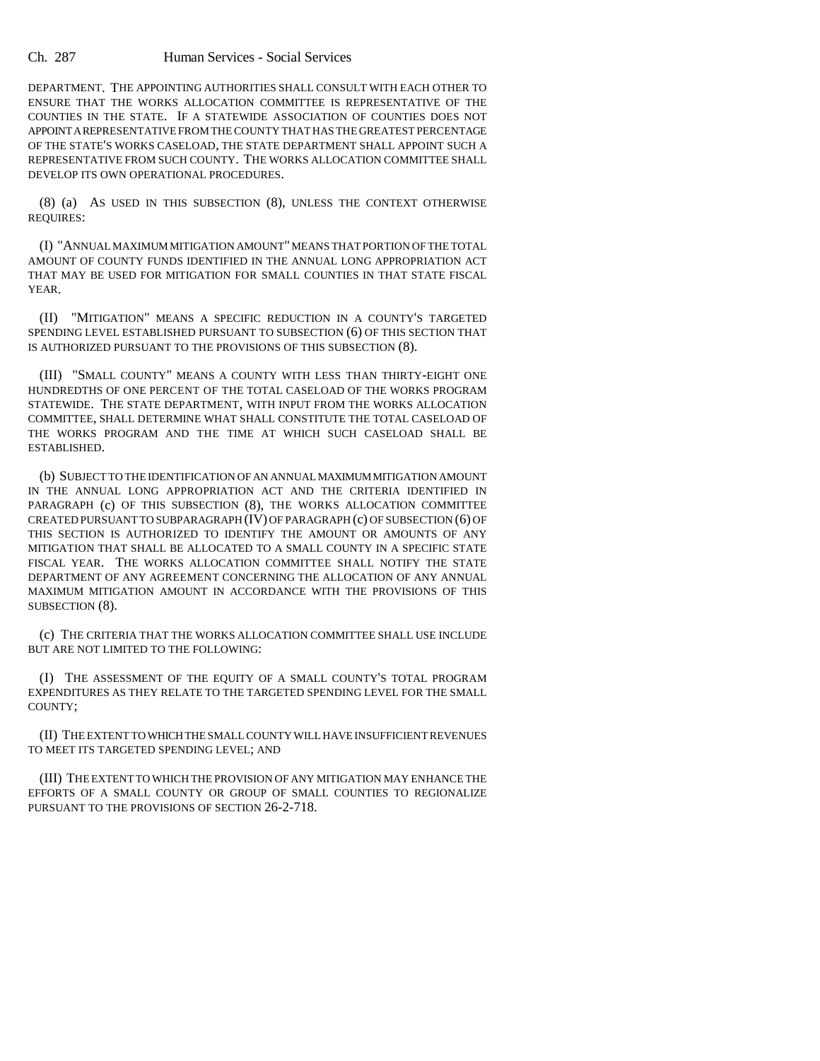DEPARTMENT. THE APPOINTING AUTHORITIES SHALL CONSULT WITH EACH OTHER TO ENSURE THAT THE WORKS ALLOCATION COMMITTEE IS REPRESENTATIVE OF THE COUNTIES IN THE STATE. IF A STATEWIDE ASSOCIATION OF COUNTIES DOES NOT APPOINT A REPRESENTATIVE FROM THE COUNTY THAT HAS THE GREATEST PERCENTAGE OF THE STATE'S WORKS CASELOAD, THE STATE DEPARTMENT SHALL APPOINT SUCH A REPRESENTATIVE FROM SUCH COUNTY. THE WORKS ALLOCATION COMMITTEE SHALL DEVELOP ITS OWN OPERATIONAL PROCEDURES.

(8) (a) AS USED IN THIS SUBSECTION (8), UNLESS THE CONTEXT OTHERWISE REQUIRES:

(I) "ANNUAL MAXIMUM MITIGATION AMOUNT" MEANS THAT PORTION OF THE TOTAL AMOUNT OF COUNTY FUNDS IDENTIFIED IN THE ANNUAL LONG APPROPRIATION ACT THAT MAY BE USED FOR MITIGATION FOR SMALL COUNTIES IN THAT STATE FISCAL YEAR.

(II) "MITIGATION" MEANS A SPECIFIC REDUCTION IN A COUNTY'S TARGETED SPENDING LEVEL ESTABLISHED PURSUANT TO SUBSECTION (6) OF THIS SECTION THAT IS AUTHORIZED PURSUANT TO THE PROVISIONS OF THIS SUBSECTION (8).

(III) "SMALL COUNTY" MEANS A COUNTY WITH LESS THAN THIRTY-EIGHT ONE HUNDREDTHS OF ONE PERCENT OF THE TOTAL CASELOAD OF THE WORKS PROGRAM STATEWIDE. THE STATE DEPARTMENT, WITH INPUT FROM THE WORKS ALLOCATION COMMITTEE, SHALL DETERMINE WHAT SHALL CONSTITUTE THE TOTAL CASELOAD OF THE WORKS PROGRAM AND THE TIME AT WHICH SUCH CASELOAD SHALL BE ESTABLISHED.

(b) SUBJECT TO THE IDENTIFICATION OF AN ANNUAL MAXIMUM MITIGATION AMOUNT IN THE ANNUAL LONG APPROPRIATION ACT AND THE CRITERIA IDENTIFIED IN PARAGRAPH (c) OF THIS SUBSECTION (8), THE WORKS ALLOCATION COMMITTEE CREATED PURSUANT TO SUBPARAGRAPH (IV) OF PARAGRAPH (c) OF SUBSECTION (6) OF THIS SECTION IS AUTHORIZED TO IDENTIFY THE AMOUNT OR AMOUNTS OF ANY MITIGATION THAT SHALL BE ALLOCATED TO A SMALL COUNTY IN A SPECIFIC STATE FISCAL YEAR. THE WORKS ALLOCATION COMMITTEE SHALL NOTIFY THE STATE DEPARTMENT OF ANY AGREEMENT CONCERNING THE ALLOCATION OF ANY ANNUAL MAXIMUM MITIGATION AMOUNT IN ACCORDANCE WITH THE PROVISIONS OF THIS SUBSECTION (8).

(c) THE CRITERIA THAT THE WORKS ALLOCATION COMMITTEE SHALL USE INCLUDE BUT ARE NOT LIMITED TO THE FOLLOWING:

(I) THE ASSESSMENT OF THE EQUITY OF A SMALL COUNTY'S TOTAL PROGRAM EXPENDITURES AS THEY RELATE TO THE TARGETED SPENDING LEVEL FOR THE SMALL COUNTY;

(II) THE EXTENT TO WHICH THE SMALL COUNTY WILL HAVE INSUFFICIENT REVENUES TO MEET ITS TARGETED SPENDING LEVEL; AND

(III) THE EXTENT TO WHICH THE PROVISION OF ANY MITIGATION MAY ENHANCE THE EFFORTS OF A SMALL COUNTY OR GROUP OF SMALL COUNTIES TO REGIONALIZE PURSUANT TO THE PROVISIONS OF SECTION 26-2-718.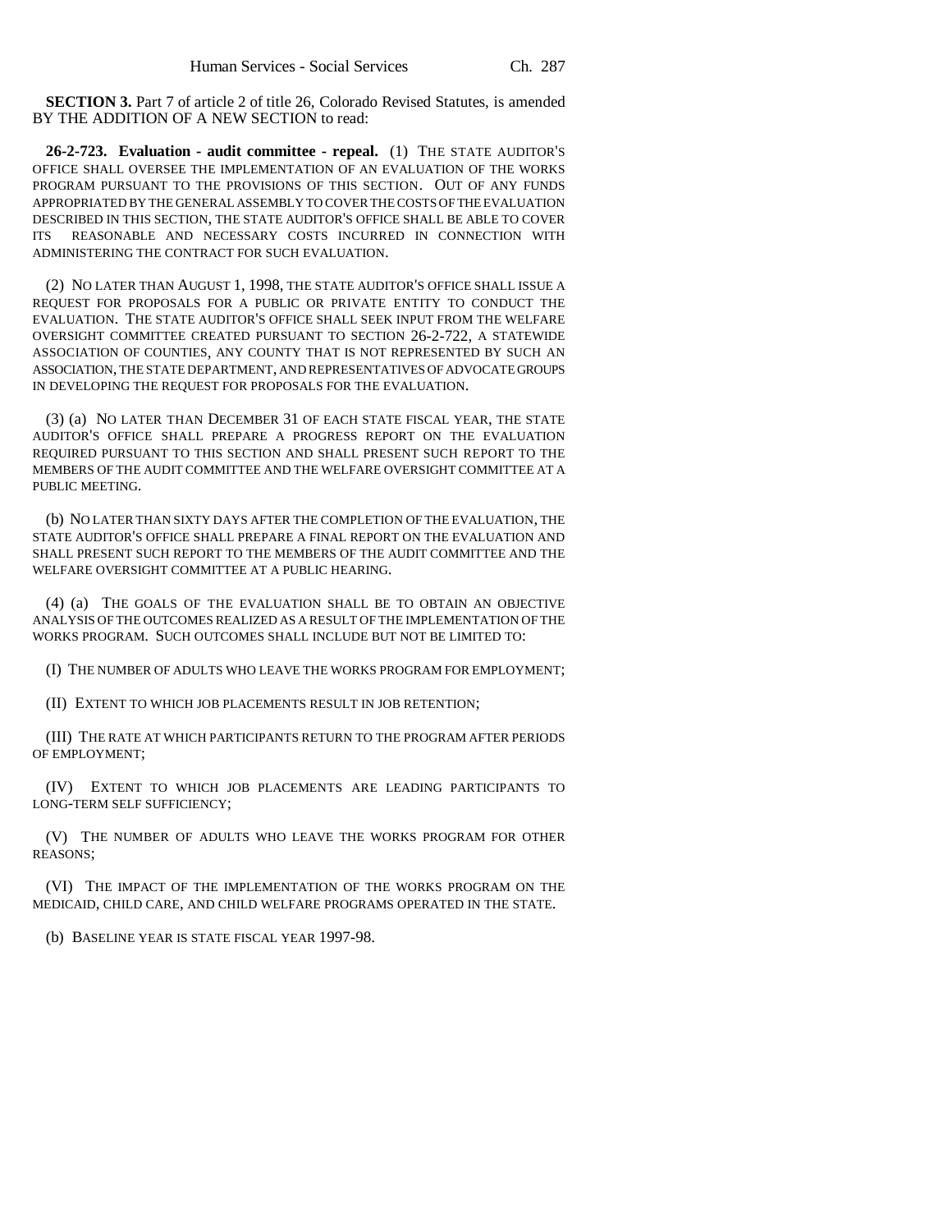**SECTION 3.** Part 7 of article 2 of title 26, Colorado Revised Statutes, is amended BY THE ADDITION OF A NEW SECTION to read:

**26-2-723. Evaluation - audit committee - repeal.** (1) THE STATE AUDITOR'S OFFICE SHALL OVERSEE THE IMPLEMENTATION OF AN EVALUATION OF THE WORKS PROGRAM PURSUANT TO THE PROVISIONS OF THIS SECTION. OUT OF ANY FUNDS APPROPRIATED BY THE GENERAL ASSEMBLY TO COVER THE COSTS OF THE EVALUATION DESCRIBED IN THIS SECTION, THE STATE AUDITOR'S OFFICE SHALL BE ABLE TO COVER ITS REASONABLE AND NECESSARY COSTS INCURRED IN CONNECTION WITH ADMINISTERING THE CONTRACT FOR SUCH EVALUATION.

(2) NO LATER THAN AUGUST 1, 1998, THE STATE AUDITOR'S OFFICE SHALL ISSUE A REQUEST FOR PROPOSALS FOR A PUBLIC OR PRIVATE ENTITY TO CONDUCT THE EVALUATION. THE STATE AUDITOR'S OFFICE SHALL SEEK INPUT FROM THE WELFARE OVERSIGHT COMMITTEE CREATED PURSUANT TO SECTION 26-2-722, A STATEWIDE ASSOCIATION OF COUNTIES, ANY COUNTY THAT IS NOT REPRESENTED BY SUCH AN ASSOCIATION, THE STATE DEPARTMENT, AND REPRESENTATIVES OF ADVOCATE GROUPS IN DEVELOPING THE REQUEST FOR PROPOSALS FOR THE EVALUATION.

(3) (a) NO LATER THAN DECEMBER 31 OF EACH STATE FISCAL YEAR, THE STATE AUDITOR'S OFFICE SHALL PREPARE A PROGRESS REPORT ON THE EVALUATION REQUIRED PURSUANT TO THIS SECTION AND SHALL PRESENT SUCH REPORT TO THE MEMBERS OF THE AUDIT COMMITTEE AND THE WELFARE OVERSIGHT COMMITTEE AT A PUBLIC MEETING.

(b) NO LATER THAN SIXTY DAYS AFTER THE COMPLETION OF THE EVALUATION, THE STATE AUDITOR'S OFFICE SHALL PREPARE A FINAL REPORT ON THE EVALUATION AND SHALL PRESENT SUCH REPORT TO THE MEMBERS OF THE AUDIT COMMITTEE AND THE WELFARE OVERSIGHT COMMITTEE AT A PUBLIC HEARING.

(4) (a) THE GOALS OF THE EVALUATION SHALL BE TO OBTAIN AN OBJECTIVE ANALYSIS OF THE OUTCOMES REALIZED AS A RESULT OF THE IMPLEMENTATION OF THE WORKS PROGRAM. SUCH OUTCOMES SHALL INCLUDE BUT NOT BE LIMITED TO:

(I) THE NUMBER OF ADULTS WHO LEAVE THE WORKS PROGRAM FOR EMPLOYMENT;

(II) EXTENT TO WHICH JOB PLACEMENTS RESULT IN JOB RETENTION;

(III) THE RATE AT WHICH PARTICIPANTS RETURN TO THE PROGRAM AFTER PERIODS OF EMPLOYMENT;

(IV) EXTENT TO WHICH JOB PLACEMENTS ARE LEADING PARTICIPANTS TO LONG-TERM SELF SUFFICIENCY;

(V) THE NUMBER OF ADULTS WHO LEAVE THE WORKS PROGRAM FOR OTHER REASONS;

(VI) THE IMPACT OF THE IMPLEMENTATION OF THE WORKS PROGRAM ON THE MEDICAID, CHILD CARE, AND CHILD WELFARE PROGRAMS OPERATED IN THE STATE.

(b) BASELINE YEAR IS STATE FISCAL YEAR 1997-98.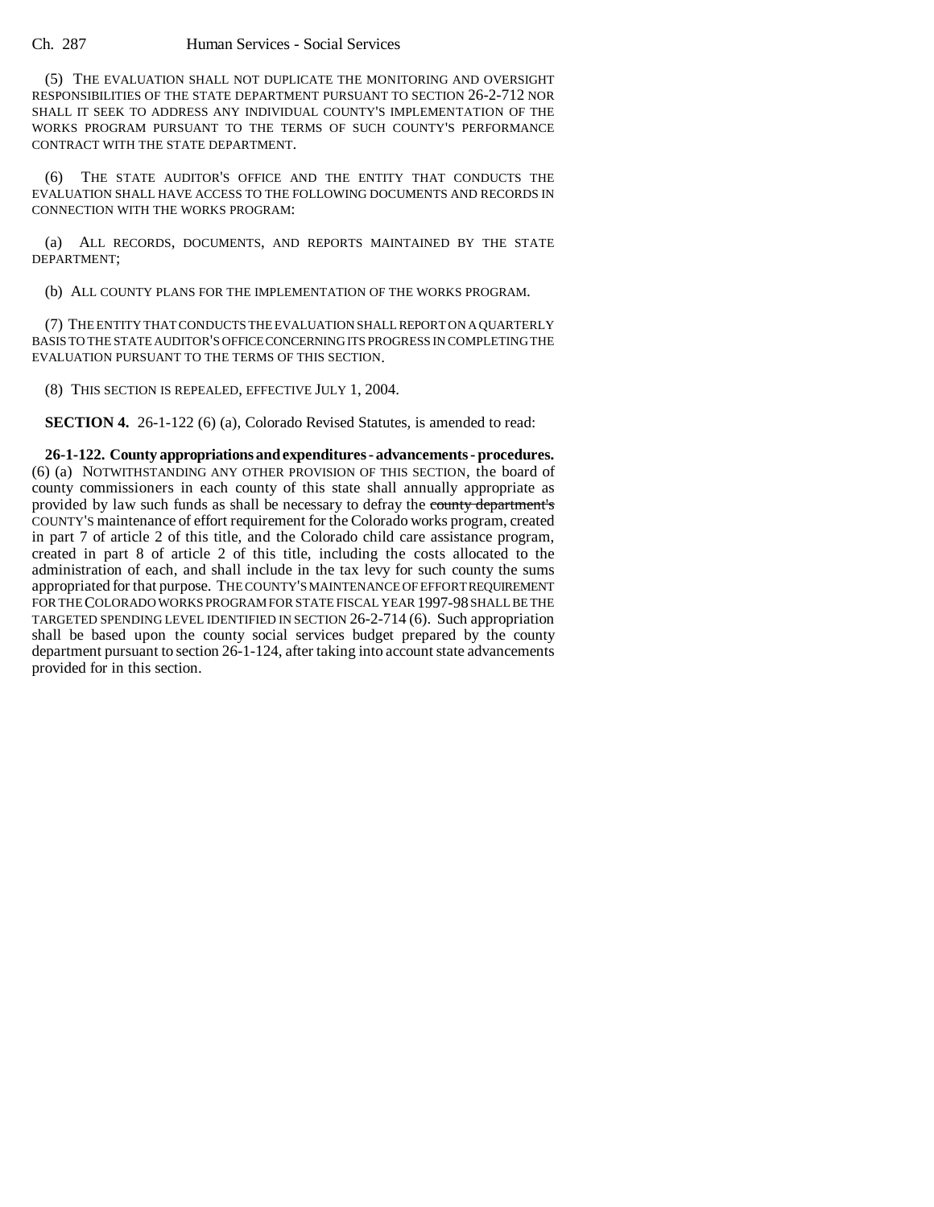(5) THE EVALUATION SHALL NOT DUPLICATE THE MONITORING AND OVERSIGHT RESPONSIBILITIES OF THE STATE DEPARTMENT PURSUANT TO SECTION 26-2-712 NOR SHALL IT SEEK TO ADDRESS ANY INDIVIDUAL COUNTY'S IMPLEMENTATION OF THE WORKS PROGRAM PURSUANT TO THE TERMS OF SUCH COUNTY'S PERFORMANCE CONTRACT WITH THE STATE DEPARTMENT.

(6) THE STATE AUDITOR'S OFFICE AND THE ENTITY THAT CONDUCTS THE EVALUATION SHALL HAVE ACCESS TO THE FOLLOWING DOCUMENTS AND RECORDS IN CONNECTION WITH THE WORKS PROGRAM:

(a) ALL RECORDS, DOCUMENTS, AND REPORTS MAINTAINED BY THE STATE DEPARTMENT;

(b) ALL COUNTY PLANS FOR THE IMPLEMENTATION OF THE WORKS PROGRAM.

(7) THE ENTITY THAT CONDUCTS THE EVALUATION SHALL REPORT ON A QUARTERLY BASIS TO THE STATE AUDITOR'S OFFICE CONCERNING ITS PROGRESS IN COMPLETING THE EVALUATION PURSUANT TO THE TERMS OF THIS SECTION.

(8) THIS SECTION IS REPEALED, EFFECTIVE JULY 1, 2004.

**SECTION 4.** 26-1-122 (6) (a), Colorado Revised Statutes, is amended to read:

**26-1-122. County appropriations and expenditures - advancements - procedures.** (6) (a) NOTWITHSTANDING ANY OTHER PROVISION OF THIS SECTION, the board of county commissioners in each county of this state shall annually appropriate as provided by law such funds as shall be necessary to defray the ~~county department's~~ COUNTY'S maintenance of effort requirement for the Colorado works program, created in part 7 of article 2 of this title, and the Colorado child care assistance program, created in part 8 of article 2 of this title, including the costs allocated to the administration of each, and shall include in the tax levy for such county the sums appropriated for that purpose. THE COUNTY'S MAINTENANCE OF EFFORT REQUIREMENT FOR THE COLORADO WORKS PROGRAM FOR STATE FISCAL YEAR 1997-98 SHALL BE THE TARGETED SPENDING LEVEL IDENTIFIED IN SECTION 26-2-714 (6). Such appropriation shall be based upon the county social services budget prepared by the county department pursuant to section 26-1-124, after taking into account state advancements provided for in this section.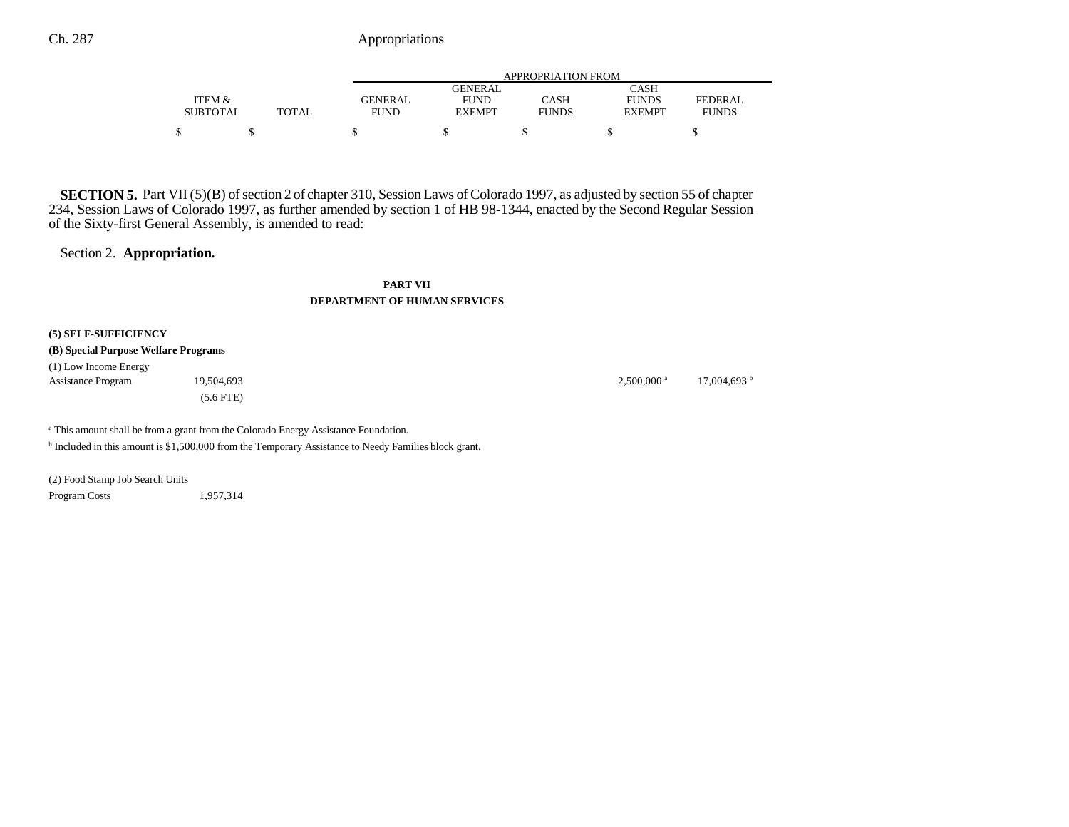**SECTION 5.** Part VII (5)(B) of section 2 of chapter 310, Session Laws of Colorado 1997, as adjusted by section 55 of chapter 234, Session Laws of Colorado 1997, as further amended by section 1 of HB 98-1344, enacted by the Second Regular Session of the Sixty-first General Assembly, is amended to read:

Section 2. **Appropriation.**

**PART VII**

**DEPARTMENT OF HUMAN SERVICES**

| | ITEM & SUBTOTAL | TOTAL | GENERAL FUND | GENERAL FUND EXEMPT | CASH FUNDS | CASH FUNDS EXEMPT | FEDERAL FUNDS |
|---|---|---|---|---|---|---|---|
| | | | APPROPRIATION FROM | | | | |
| | $ | $ | $ | $ | $ | $ | $ |
| **(5) SELF-SUFFICIENCY** | | | | | | | |
| **(B) Special Purpose Welfare Programs** | | | | | | | |
| (1) Low Income Energy Assistance Program | 19,504,693 | | | | | 2,500,000[a] | 17,004,693[b] |
| | (5.6 FTE) | | | | | | |

[a] This amount shall be from a grant from the Colorado Energy Assistance Foundation.

[b] Included in this amount is $1,500,000 from the Temporary Assistance to Needy Families block grant.

| | ITEM & SUBTOTAL | TOTAL | GENERAL FUND | GENERAL FUND EXEMPT | CASH FUNDS | CASH FUNDS EXEMPT | FEDERAL FUNDS |
|---|---|---|---|---|---|---|---|
| (2) Food Stamp Job Search Units | | | | | | | |
| Program Costs | 1,957,314 | | | | | | |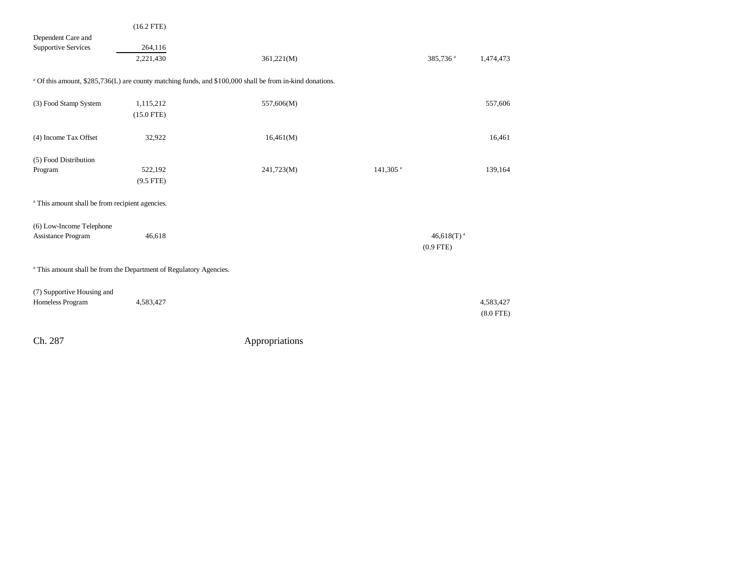| | | | | | |
|---|---|---|---|---|---|
| | (16.2 FTE) | | | | |
| Dependent Care and Supportive Services | 264,116 | | | | |
| | 2,221,430 | 361,221(M) | | 385,736[a] | 1,474,473 |

[a] Of this amount, $285,736(L) are county matching funds, and $100,000 shall be from in-kind donations.

| | | | | | |
|---|---|---|---|---|---|
| (3) Food Stamp System | 1,115,212 | 557,606(M) | | | 557,606 |
| | (15.0 FTE) | | | | |
| (4) Income Tax Offset | 32,922 | 16,461(M) | | | 16,461 |
| (5) Food Distribution Program | 522,192 | 241,723(M) | 141,305[a] | | 139,164 |
| | (9.5 FTE) | | | | |

[a] This amount shall be from recipient agencies.

| | | | | | |
|---|---|---|---|---|---|
| (6) Low-Income Telephone Assistance Program | 46,618 | | | 46,618(T)[a] | |
| | | | | (0.9 FTE) | |

[a] This amount shall be from the Department of Regulatory Agencies.

| | | | | | |
|---|---|---|---|---|---|
| (7) Supportive Housing and Homeless Program | 4,583,427 | | | | 4,583,427 |
| | | | | | (8.0 FTE) |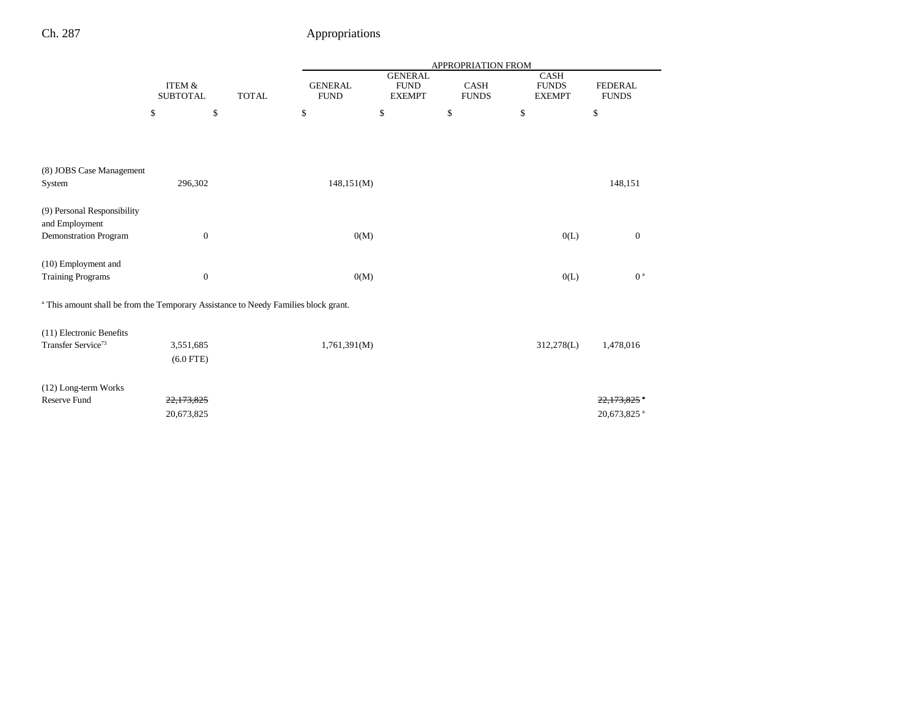| | ITEM & SUBTOTAL | TOTAL | APPROPRIATION FROM GENERAL FUND | GENERAL FUND EXEMPT | CASH FUNDS | CASH FUNDS EXEMPT | FEDERAL FUNDS |
|---|---|---|---|---|---|---|---|
| | $ | $ | $ | $ | $ | $ | $ |
| (8) JOBS Case Management System | 296,302 | | 148,151(M) | | | | 148,151 |
| (9) Personal Responsibility and Employment Demonstration Program | 0 | | 0(M) | | | 0(L) | 0 |
| (10) Employment and Training Programs | 0 | | 0(M) | | | 0(L) | 0 [a] |

[a] This amount shall be from the Temporary Assistance to Needy Families block grant.

| | ITEM & SUBTOTAL | TOTAL | GENERAL FUND | GENERAL FUND EXEMPT | CASH FUNDS | CASH FUNDS EXEMPT | FEDERAL FUNDS |
|---|---|---|---|---|---|---|---|
| (11) Electronic Benefits Transfer Service[73] | 3,551,685 (6.0 FTE) | | 1,761,391(M) | | | 312,278(L) | 1,478,016 |
| (12) Long-term Works Reserve Fund | ~~22,173,825~~ 20,673,825 | | | | | | ~~22,173,825~~ [a] 20,673,825 [a] |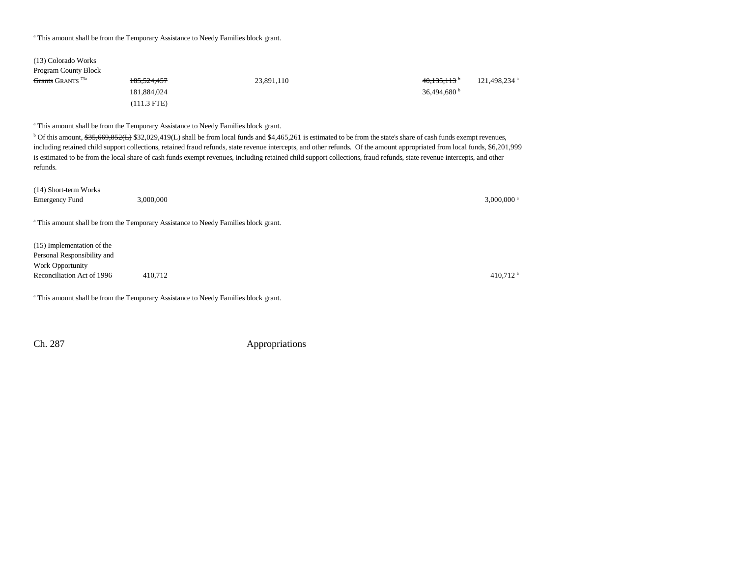[a] This amount shall be from the Temporary Assistance to Needy Families block grant.

| | | | | | |
|---|---|---|---|---|---|
| (13) Colorado Works Program County Block ~~Grants~~ GRANTS [73a] | ~~185,524,457~~ 181,884,024 (111.3 FTE) | 23,891,110 | | ~~40,135,113~~ [b] 36,494,680 [b] | 121,498,234 [a] |

[a] This amount shall be from the Temporary Assistance to Needy Families block grant.

[b] Of this amount, ~~$35,669,852(L)~~ $32,029,419(L) shall be from local funds and $4,465,261 is estimated to be from the state's share of cash funds exempt revenues, including retained child support collections, retained fraud refunds, state revenue intercepts, and other refunds. Of the amount appropriated from local funds, $6,201,999 is estimated to be from the local share of cash funds exempt revenues, including retained child support collections, fraud refunds, state revenue intercepts, and other refunds.

| | | | | | |
|---|---|---|---|---|---|
| (14) Short-term Works Emergency Fund | 3,000,000 | | | | 3,000,000 [a] |

[a] This amount shall be from the Temporary Assistance to Needy Families block grant.

| | | | | | |
|---|---|---|---|---|---|
| (15) Implementation of the Personal Responsibility and Work Opportunity Reconciliation Act of 1996 | 410,712 | | | | 410,712 [a] |

[a] This amount shall be from the Temporary Assistance to Needy Families block grant.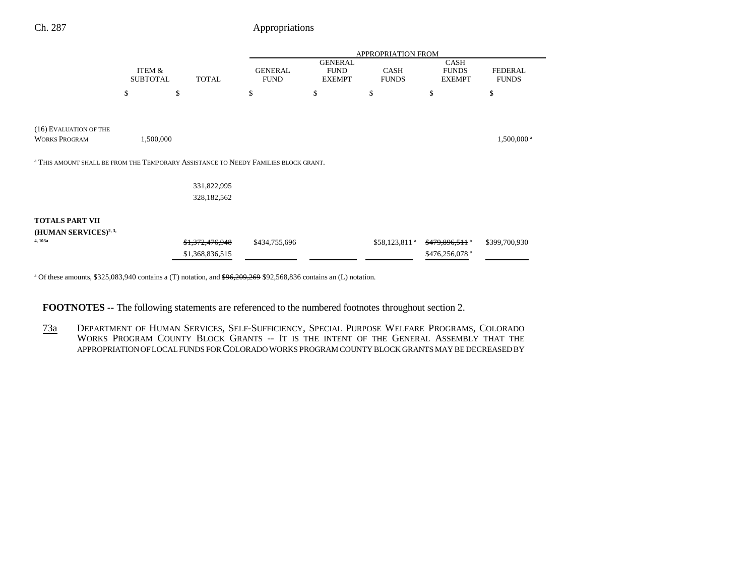| | ITEM & SUBTOTAL | TOTAL | GENERAL FUND | GENERAL FUND EXEMPT | CASH FUNDS | CASH FUNDS EXEMPT | FEDERAL FUNDS |
|---|---|---|---|---|---|---|---|
| | | | APPROPRIATION FROM | | | | |
| | $ | $ | $ | $ | $ | $ | $ |
| (16) EVALUATION OF THE WORKS PROGRAM | 1,500,000 | | | | | | 1,500,000[a] |

[a] THIS AMOUNT SHALL BE FROM THE TEMPORARY ASSISTANCE TO NEEDY FAMILIES BLOCK GRANT.

| | ITEM & SUBTOTAL | TOTAL | GENERAL FUND | GENERAL FUND EXEMPT | CASH FUNDS | CASH FUNDS EXEMPT | FEDERAL FUNDS |
|---|---|---|---|---|---|---|---|
| | | ~~331,822,995~~ 328,182,562 | | | | | |
| **TOTALS PART VII (HUMAN SERVICES)**[2, 3, 4, 103a] | | ~~$1,372,476,948~~ $1,368,836,515 | $434,755,696 | | $58,123,811[a] | ~~$479,896,511[a]~~ $476,256,078[a] | $399,700,930 |

[a] Of these amounts, $325,083,940 contains a (T) notation, and ~~$96,209,269~~ $92,568,836 contains an (L) notation.

**FOOTNOTES** -- The following statements are referenced to the numbered footnotes throughout section 2.

73a DEPARTMENT OF HUMAN SERVICES, SELF-SUFFICIENCY, SPECIAL PURPOSE WELFARE PROGRAMS, COLORADO WORKS PROGRAM COUNTY BLOCK GRANTS -- IT IS THE INTENT OF THE GENERAL ASSEMBLY THAT THE APPROPRIATION OF LOCAL FUNDS FOR COLORADO WORKS PROGRAM COUNTY BLOCK GRANTS MAY BE DECREASED BY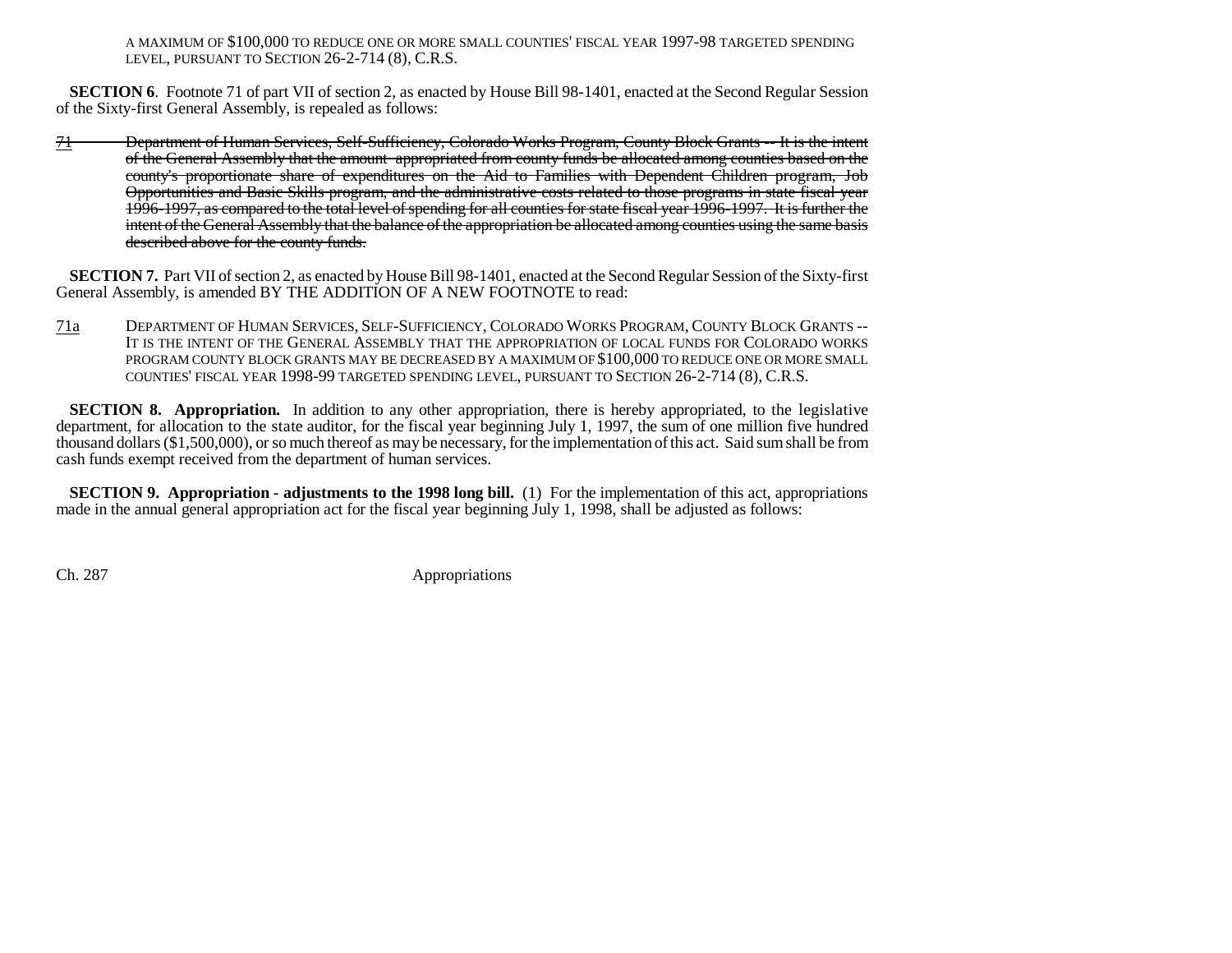A MAXIMUM OF $100,000 TO REDUCE ONE OR MORE SMALL COUNTIES' FISCAL YEAR 1997-98 TARGETED SPENDING LEVEL, PURSUANT TO SECTION 26-2-714 (8), C.R.S.

**SECTION 6**. Footnote 71 of part VII of section 2, as enacted by House Bill 98-1401, enacted at the Second Regular Session of the Sixty-first General Assembly, is repealed as follows:

~~71 Department of Human Services, Self-Sufficiency, Colorado Works Program, County Block Grants -- It is the intent of the General Assembly that the amount appropriated from county funds be allocated among counties based on the county's proportionate share of expenditures on the Aid to Families with Dependent Children program, Job Opportunities and Basic Skills program, and the administrative costs related to those programs in state fiscal year 1996-1997, as compared to the total level of spending for all counties for state fiscal year 1996-1997. It is further the intent of the General Assembly that the balance of the appropriation be allocated among counties using the same basis described above for the county funds.~~

**SECTION 7.** Part VII of section 2, as enacted by House Bill 98-1401, enacted at the Second Regular Session of the Sixty-first General Assembly, is amended BY THE ADDITION OF A NEW FOOTNOTE to read:

71a DEPARTMENT OF HUMAN SERVICES, SELF-SUFFICIENCY, COLORADO WORKS PROGRAM, COUNTY BLOCK GRANTS -- IT IS THE INTENT OF THE GENERAL ASSEMBLY THAT THE APPROPRIATION OF LOCAL FUNDS FOR COLORADO WORKS PROGRAM COUNTY BLOCK GRANTS MAY BE DECREASED BY A MAXIMUM OF $100,000 TO REDUCE ONE OR MORE SMALL COUNTIES' FISCAL YEAR 1998-99 TARGETED SPENDING LEVEL, PURSUANT TO SECTION 26-2-714 (8), C.R.S.

**SECTION 8. Appropriation.** In addition to any other appropriation, there is hereby appropriated, to the legislative department, for allocation to the state auditor, for the fiscal year beginning July 1, 1997, the sum of one million five hundred thousand dollars ($1,500,000), or so much thereof as may be necessary, for the implementation of this act. Said sum shall be from cash funds exempt received from the department of human services.

**SECTION 9. Appropriation - adjustments to the 1998 long bill.** (1) For the implementation of this act, appropriations made in the annual general appropriation act for the fiscal year beginning July 1, 1998, shall be adjusted as follows: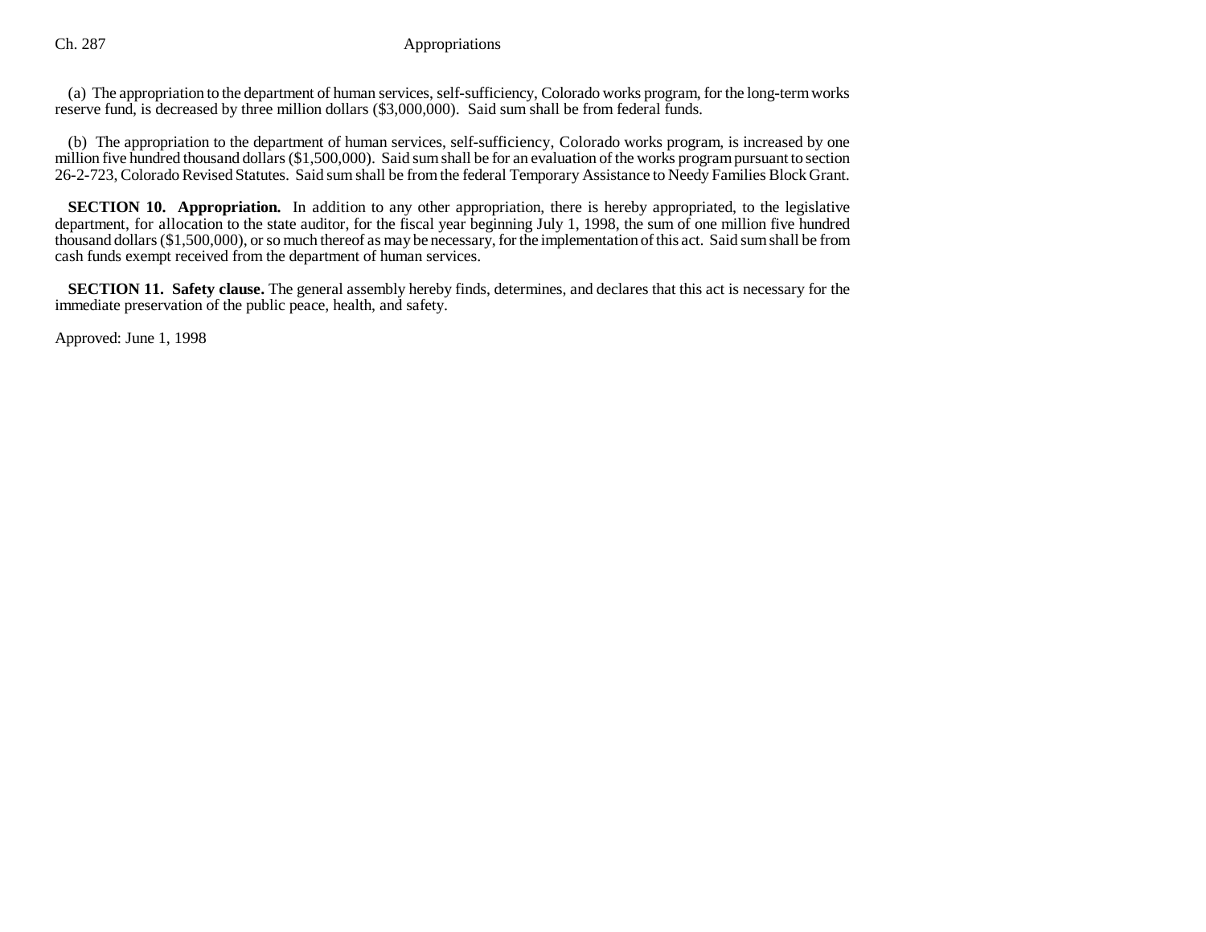(a) The appropriation to the department of human services, self-sufficiency, Colorado works program, for the long-term works reserve fund, is decreased by three million dollars ($3,000,000). Said sum shall be from federal funds.

(b) The appropriation to the department of human services, self-sufficiency, Colorado works program, is increased by one million five hundred thousand dollars ($1,500,000). Said sum shall be for an evaluation of the works program pursuant to section 26-2-723, Colorado Revised Statutes. Said sum shall be from the federal Temporary Assistance to Needy Families Block Grant.

**SECTION 10. Appropriation.** In addition to any other appropriation, there is hereby appropriated, to the legislative department, for allocation to the state auditor, for the fiscal year beginning July 1, 1998, the sum of one million five hundred thousand dollars ($1,500,000), or so much thereof as may be necessary, for the implementation of this act. Said sum shall be from cash funds exempt received from the department of human services.

**SECTION 11. Safety clause.** The general assembly hereby finds, determines, and declares that this act is necessary for the immediate preservation of the public peace, health, and safety.

Approved: June 1, 1998